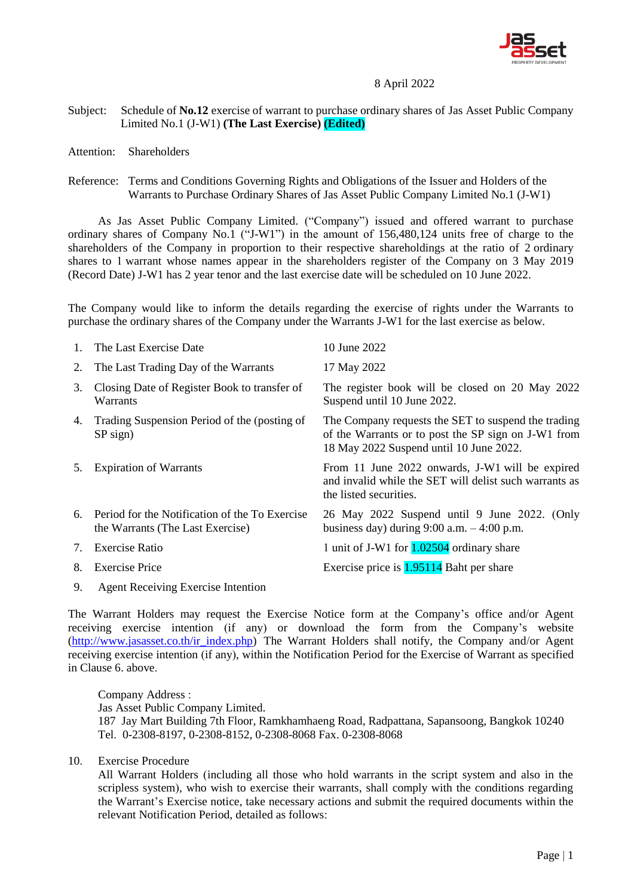8 April 2022

Subject: Schedule of **No.12** exercise of warrant to purchase ordinary shares of Jas Asset Public Company Limited No.1 (J-W1) **(The Last Exercise)** **(Edited)**

Attention: Shareholders

Reference: Terms and Conditions Governing Rights and Obligations of the Issuer and Holders of the Warrants to Purchase Ordinary Shares of Jas Asset Public Company Limited No.1 (J-W1)

As Jas Asset Public Company Limited. ("Company") issued and offered warrant to purchase ordinary shares of Company No.1 ("J-W1") in the amount of 156,480,124 units free of charge to the shareholders of the Company in proportion to their respective shareholdings at the ratio of 2 ordinary shares to 1 warrant whose names appear in the shareholders register of the Company on 3 May 2019 (Record Date) J-W1 has 2 year tenor and the last exercise date will be scheduled on 10 June 2022.

The Company would like to inform the details regarding the exercise of rights under the Warrants to purchase the ordinary shares of the Company under the Warrants J-W1 for the last exercise as below.

| | | |
|---|---|---|
| 1. | The Last Exercise Date | 10 June 2022 |
| 2. | The Last Trading Day of the Warrants | 17 May 2022 |
| 3. | Closing Date of Register Book to transfer of Warrants | The register book will be closed on 20 May 2022 Suspend until 10 June 2022. |
| 4. | Trading Suspension Period of the (posting of SP sign) | The Company requests the SET to suspend the trading of the Warrants or to post the SP sign on J-W1 from 18 May 2022 Suspend until 10 June 2022. |
| 5. | Expiration of Warrants | From 11 June 2022 onwards, J-W1 will be expired and invalid while the SET will delist such warrants as the listed securities. |
| 6. | Period for the Notification of the To Exercise the Warrants (The Last Exercise) | 26 May 2022 Suspend until 9 June 2022. (Only business day) during 9:00 a.m. – 4:00 p.m. |
| 7. | Exercise Ratio | 1 unit of J-W1 for 1.02504 ordinary share |
| 8. | Exercise Price | Exercise price is 1.95114 Baht per share |
| 9. | Agent Receiving Exercise Intention | |

The Warrant Holders may request the Exercise Notice form at the Company's office and/or Agent receiving exercise intention (if any) or download the form from the Company's website (http://www.jasasset.co.th/ir_index.php) The Warrant Holders shall notify, the Company and/or Agent receiving exercise intention (if any), within the Notification Period for the Exercise of Warrant as specified in Clause 6. above.

Company Address :
Jas Asset Public Company Limited.
187 Jay Mart Building 7th Floor, Ramkhamhaeng Road, Radpattana, Sapansoong, Bangkok 10240
Tel. 0-2308-8197, 0-2308-8152, 0-2308-8068 Fax. 0-2308-8068

10. Exercise Procedure

All Warrant Holders (including all those who hold warrants in the script system and also in the scripless system), who wish to exercise their warrants, shall comply with the conditions regarding the Warrant's Exercise notice, take necessary actions and submit the required documents within the relevant Notification Period, detailed as follows: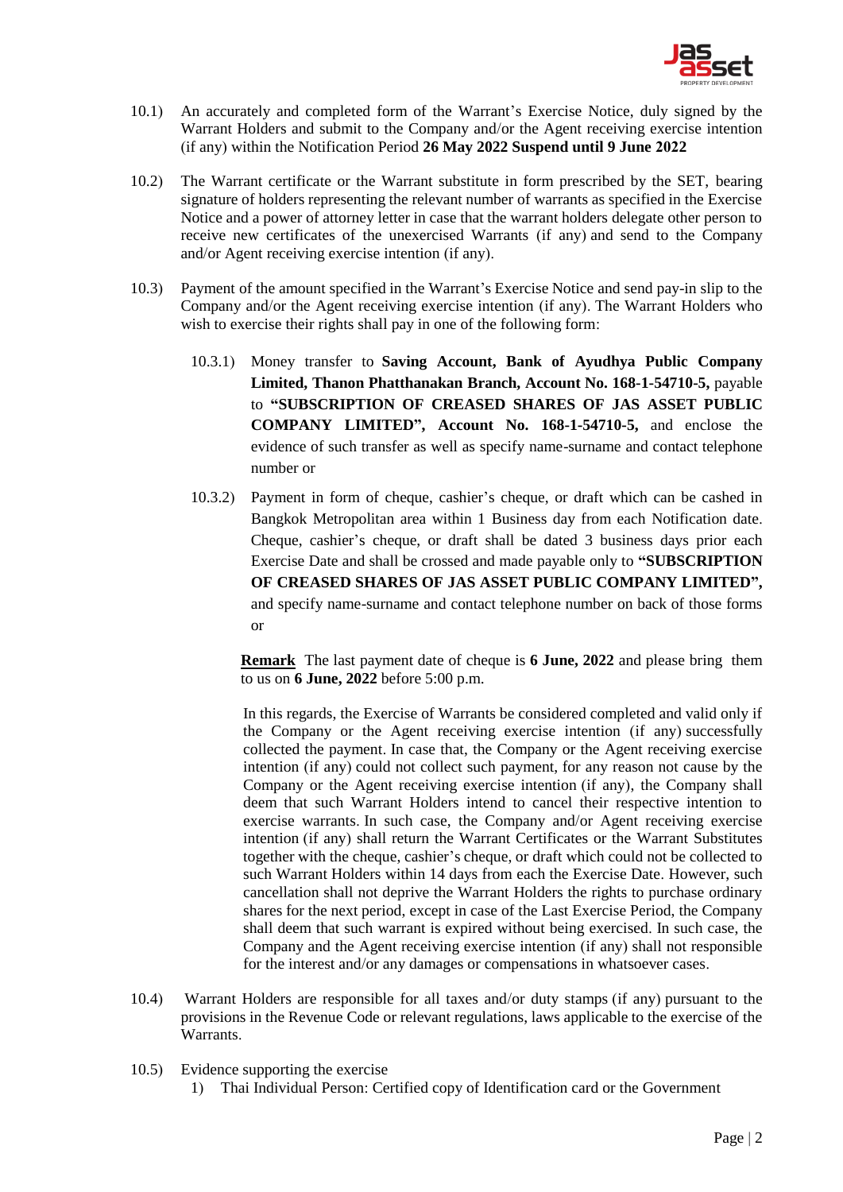10.1) An accurately and completed form of the Warrant's Exercise Notice, duly signed by the Warrant Holders and submit to the Company and/or the Agent receiving exercise intention (if any) within the Notification Period **26 May 2022 Suspend until 9 June 2022**

10.2) The Warrant certificate or the Warrant substitute in form prescribed by the SET, bearing signature of holders representing the relevant number of warrants as specified in the Exercise Notice and a power of attorney letter in case that the warrant holders delegate other person to receive new certificates of the unexercised Warrants (if any) and send to the Company and/or Agent receiving exercise intention (if any).

10.3) Payment of the amount specified in the Warrant's Exercise Notice and send pay-in slip to the Company and/or the Agent receiving exercise intention (if any). The Warrant Holders who wish to exercise their rights shall pay in one of the following form:

10.3.1) Money transfer to **Saving Account, Bank of Ayudhya Public Company Limited, Thanon Phatthanakan Branch, Account No. 168-1-54710-5,** payable to **"SUBSCRIPTION OF CREASED SHARES OF JAS ASSET PUBLIC COMPANY LIMITED", Account No. 168-1-54710-5,** and enclose the evidence of such transfer as well as specify name-surname and contact telephone number or

10.3.2) Payment in form of cheque, cashier's cheque, or draft which can be cashed in Bangkok Metropolitan area within 1 Business day from each Notification date. Cheque, cashier's cheque, or draft shall be dated 3 business days prior each Exercise Date and shall be crossed and made payable only to **"SUBSCRIPTION OF CREASED SHARES OF JAS ASSET PUBLIC COMPANY LIMITED",** and specify name-surname and contact telephone number on back of those forms or

**Remark** The last payment date of cheque is **6 June, 2022** and please bring them to us on **6 June, 2022** before 5:00 p.m.

In this regards, the Exercise of Warrants be considered completed and valid only if the Company or the Agent receiving exercise intention (if any) successfully collected the payment. In case that, the Company or the Agent receiving exercise intention (if any) could not collect such payment, for any reason not cause by the Company or the Agent receiving exercise intention (if any), the Company shall deem that such Warrant Holders intend to cancel their respective intention to exercise warrants. In such case, the Company and/or Agent receiving exercise intention (if any) shall return the Warrant Certificates or the Warrant Substitutes together with the cheque, cashier's cheque, or draft which could not be collected to such Warrant Holders within 14 days from each the Exercise Date. However, such cancellation shall not deprive the Warrant Holders the rights to purchase ordinary shares for the next period, except in case of the Last Exercise Period, the Company shall deem that such warrant is expired without being exercised. In such case, the Company and the Agent receiving exercise intention (if any) shall not responsible for the interest and/or any damages or compensations in whatsoever cases.

10.4) Warrant Holders are responsible for all taxes and/or duty stamps (if any) pursuant to the provisions in the Revenue Code or relevant regulations, laws applicable to the exercise of the Warrants.

10.5) Evidence supporting the exercise

1) Thai Individual Person: Certified copy of Identification card or the Government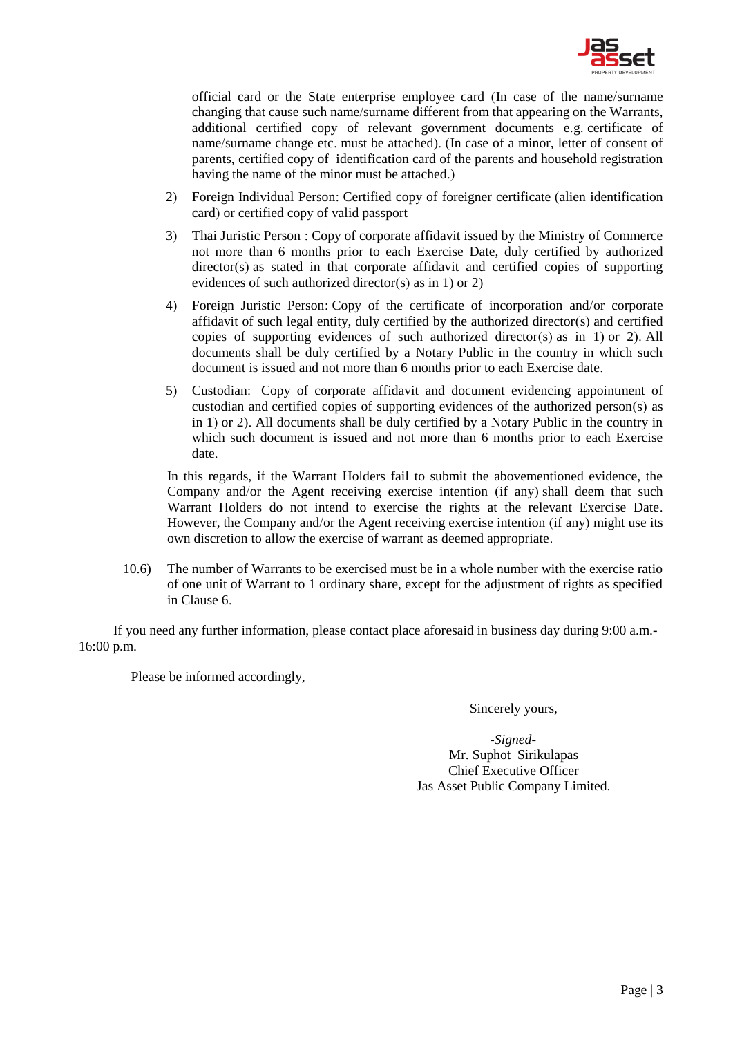official card or the State enterprise employee card (In case of the name/surname changing that cause such name/surname different from that appearing on the Warrants, additional certified copy of relevant government documents e.g. certificate of name/surname change etc. must be attached). (In case of a minor, letter of consent of parents, certified copy of identification card of the parents and household registration having the name of the minor must be attached.)

2) Foreign Individual Person: Certified copy of foreigner certificate (alien identification card) or certified copy of valid passport

3) Thai Juristic Person : Copy of corporate affidavit issued by the Ministry of Commerce not more than 6 months prior to each Exercise Date, duly certified by authorized director(s) as stated in that corporate affidavit and certified copies of supporting evidences of such authorized director(s) as in 1) or 2)

4) Foreign Juristic Person: Copy of the certificate of incorporation and/or corporate affidavit of such legal entity, duly certified by the authorized director(s) and certified copies of supporting evidences of such authorized director(s) as in 1) or 2). All documents shall be duly certified by a Notary Public in the country in which such document is issued and not more than 6 months prior to each Exercise date.

5) Custodian: Copy of corporate affidavit and document evidencing appointment of custodian and certified copies of supporting evidences of the authorized person(s) as in 1) or 2). All documents shall be duly certified by a Notary Public in the country in which such document is issued and not more than 6 months prior to each Exercise date.

In this regards, if the Warrant Holders fail to submit the abovementioned evidence, the Company and/or the Agent receiving exercise intention (if any) shall deem that such Warrant Holders do not intend to exercise the rights at the relevant Exercise Date. However, the Company and/or the Agent receiving exercise intention (if any) might use its own discretion to allow the exercise of warrant as deemed appropriate.

10.6) The number of Warrants to be exercised must be in a whole number with the exercise ratio of one unit of Warrant to 1 ordinary share, except for the adjustment of rights as specified in Clause 6.

If you need any further information, please contact place aforesaid in business day during 9:00 a.m.-16:00 p.m.

Please be informed accordingly,

Sincerely yours,

*-Signed-*
Mr. Suphot Sirikulapas
Chief Executive Officer
Jas Asset Public Company Limited.